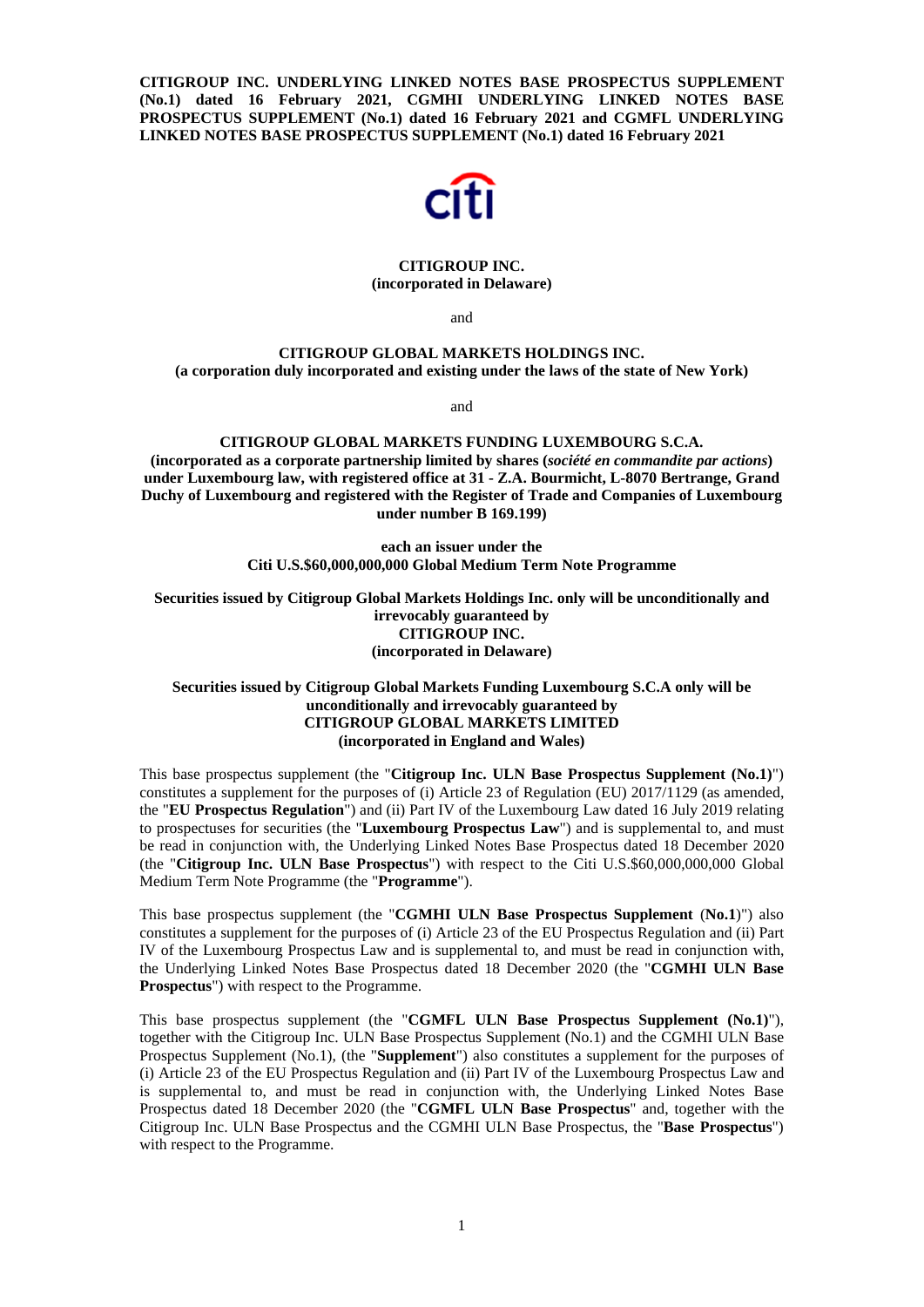**CITIGROUP INC. UNDERLYING LINKED NOTES BASE PROSPECTUS SUPPLEMENT (No.1) dated 16 February 2021, CGMHI UNDERLYING LINKED NOTES BASE PROSPECTUS SUPPLEMENT (No.1) dated 16 February 2021 and CGMFL UNDERLYING LINKED NOTES BASE PROSPECTUS SUPPLEMENT (No.1) dated 16 February 2021**

**CITIGROUP INC.**
**(incorporated in Delaware)**

and

**CITIGROUP GLOBAL MARKETS HOLDINGS INC.**
**(a corporation duly incorporated and existing under the laws of the state of New York)**

and

**CITIGROUP GLOBAL MARKETS FUNDING LUXEMBOURG S.C.A.**
**(incorporated as a corporate partnership limited by shares (*société en commandite par actions*) under Luxembourg law, with registered office at 31 - Z.A. Bourmicht, L-8070 Bertrange, Grand Duchy of Luxembourg and registered with the Register of Trade and Companies of Luxembourg under number B 169.199)**

**each an issuer under the**
**Citi U.S.$60,000,000,000 Global Medium Term Note Programme**

**Securities issued by Citigroup Global Markets Holdings Inc. only will be unconditionally and irrevocably guaranteed by**
**CITIGROUP INC.**
**(incorporated in Delaware)**

**Securities issued by Citigroup Global Markets Funding Luxembourg S.C.A only will be unconditionally and irrevocably guaranteed by**
**CITIGROUP GLOBAL MARKETS LIMITED**
**(incorporated in England and Wales)**

This base prospectus supplement (the "**Citigroup Inc. ULN Base Prospectus Supplement (No.1)**") constitutes a supplement for the purposes of (i) Article 23 of Regulation (EU) 2017/1129 (as amended, the "**EU Prospectus Regulation**") and (ii) Part IV of the Luxembourg Law dated 16 July 2019 relating to prospectuses for securities (the "**Luxembourg Prospectus Law**") and is supplemental to, and must be read in conjunction with, the Underlying Linked Notes Base Prospectus dated 18 December 2020 (the "**Citigroup Inc. ULN Base Prospectus**") with respect to the Citi U.S.$60,000,000,000 Global Medium Term Note Programme (the "**Programme**").

This base prospectus supplement (the "**CGMHI ULN Base Prospectus Supplement** (**No.1**)") also constitutes a supplement for the purposes of (i) Article 23 of the EU Prospectus Regulation and (ii) Part IV of the Luxembourg Prospectus Law and is supplemental to, and must be read in conjunction with, the Underlying Linked Notes Base Prospectus dated 18 December 2020 (the "**CGMHI ULN Base Prospectus**") with respect to the Programme.

This base prospectus supplement (the "**CGMFL ULN Base Prospectus Supplement (No.1)**"), together with the Citigroup Inc. ULN Base Prospectus Supplement (No.1) and the CGMHI ULN Base Prospectus Supplement (No.1), (the "**Supplement**") also constitutes a supplement for the purposes of (i) Article 23 of the EU Prospectus Regulation and (ii) Part IV of the Luxembourg Prospectus Law and is supplemental to, and must be read in conjunction with, the Underlying Linked Notes Base Prospectus dated 18 December 2020 (the "**CGMFL ULN Base Prospectus**" and, together with the Citigroup Inc. ULN Base Prospectus and the CGMHI ULN Base Prospectus, the "**Base Prospectus**") with respect to the Programme.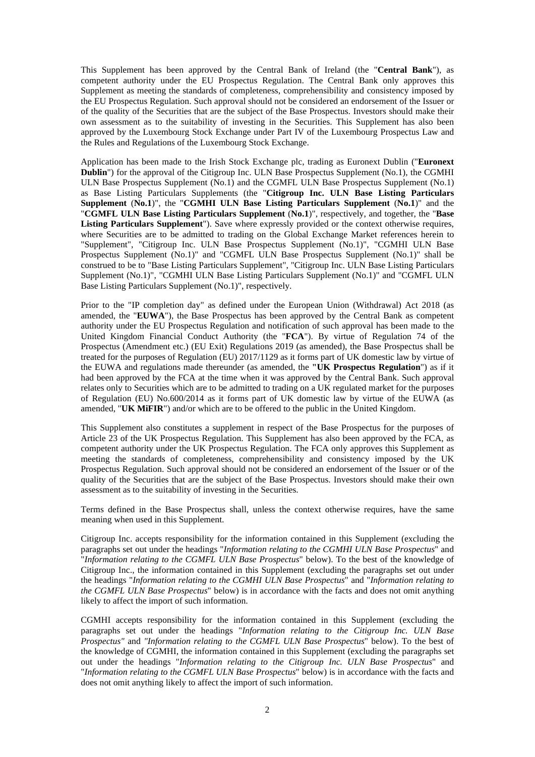This Supplement has been approved by the Central Bank of Ireland (the "**Central Bank**"), as competent authority under the EU Prospectus Regulation. The Central Bank only approves this Supplement as meeting the standards of completeness, comprehensibility and consistency imposed by the EU Prospectus Regulation. Such approval should not be considered an endorsement of the Issuer or of the quality of the Securities that are the subject of the Base Prospectus. Investors should make their own assessment as to the suitability of investing in the Securities. This Supplement has also been approved by the Luxembourg Stock Exchange under Part IV of the Luxembourg Prospectus Law and the Rules and Regulations of the Luxembourg Stock Exchange.

Application has been made to the Irish Stock Exchange plc, trading as Euronext Dublin ("**Euronext Dublin**") for the approval of the Citigroup Inc. ULN Base Prospectus Supplement (No.1), the CGMHI ULN Base Prospectus Supplement (No.1) and the CGMFL ULN Base Prospectus Supplement (No.1) as Base Listing Particulars Supplements (the "**Citigroup Inc. ULN Base Listing Particulars Supplement** (**No.1**)", the "**CGMHI ULN Base Listing Particulars Supplement** (**No.1**)" and the "**CGMFL ULN Base Listing Particulars Supplement** (**No.1**)", respectively, and together, the "**Base Listing Particulars Supplement**"). Save where expressly provided or the context otherwise requires, where Securities are to be admitted to trading on the Global Exchange Market references herein to "Supplement", "Citigroup Inc. ULN Base Prospectus Supplement (No.1)", "CGMHI ULN Base Prospectus Supplement (No.1)" and "CGMFL ULN Base Prospectus Supplement (No.1)" shall be construed to be to "Base Listing Particulars Supplement", "Citigroup Inc. ULN Base Listing Particulars Supplement (No.1)", "CGMHI ULN Base Listing Particulars Supplement (No.1)" and "CGMFL ULN Base Listing Particulars Supplement (No.1)", respectively.

Prior to the "IP completion day" as defined under the European Union (Withdrawal) Act 2018 (as amended, the "**EUWA**"), the Base Prospectus has been approved by the Central Bank as competent authority under the EU Prospectus Regulation and notification of such approval has been made to the United Kingdom Financial Conduct Authority (the "**FCA**"). By virtue of Regulation 74 of the Prospectus (Amendment etc.) (EU Exit) Regulations 2019 (as amended), the Base Prospectus shall be treated for the purposes of Regulation (EU) 2017/1129 as it forms part of UK domestic law by virtue of the EUWA and regulations made thereunder (as amended, the **"UK Prospectus Regulation**") as if it had been approved by the FCA at the time when it was approved by the Central Bank. Such approval relates only to Securities which are to be admitted to trading on a UK regulated market for the purposes of Regulation (EU) No.600/2014 as it forms part of UK domestic law by virtue of the EUWA (as amended, "**UK MiFIR**") and/or which are to be offered to the public in the United Kingdom.

This Supplement also constitutes a supplement in respect of the Base Prospectus for the purposes of Article 23 of the UK Prospectus Regulation. This Supplement has also been approved by the FCA, as competent authority under the UK Prospectus Regulation. The FCA only approves this Supplement as meeting the standards of completeness, comprehensibility and consistency imposed by the UK Prospectus Regulation. Such approval should not be considered an endorsement of the Issuer or of the quality of the Securities that are the subject of the Base Prospectus. Investors should make their own assessment as to the suitability of investing in the Securities.

Terms defined in the Base Prospectus shall, unless the context otherwise requires, have the same meaning when used in this Supplement.

Citigroup Inc. accepts responsibility for the information contained in this Supplement (excluding the paragraphs set out under the headings "*Information relating to the CGMHI ULN Base Prospectus*" and "*Information relating to the CGMFL ULN Base Prospectus*" below). To the best of the knowledge of Citigroup Inc., the information contained in this Supplement (excluding the paragraphs set out under the headings "*Information relating to the CGMHI ULN Base Prospectus*" and "*Information relating to the CGMFL ULN Base Prospectus*" below) is in accordance with the facts and does not omit anything likely to affect the import of such information.

CGMHI accepts responsibility for the information contained in this Supplement (excluding the paragraphs set out under the headings "*Information relating to the Citigroup Inc. ULN Base Prospectus"* and *"Information relating to the CGMFL ULN Base Prospectus*" below). To the best of the knowledge of CGMHI, the information contained in this Supplement (excluding the paragraphs set out under the headings "*Information relating to the Citigroup Inc. ULN Base Prospectus*" and "*Information relating to the CGMFL ULN Base Prospectus*" below) is in accordance with the facts and does not omit anything likely to affect the import of such information.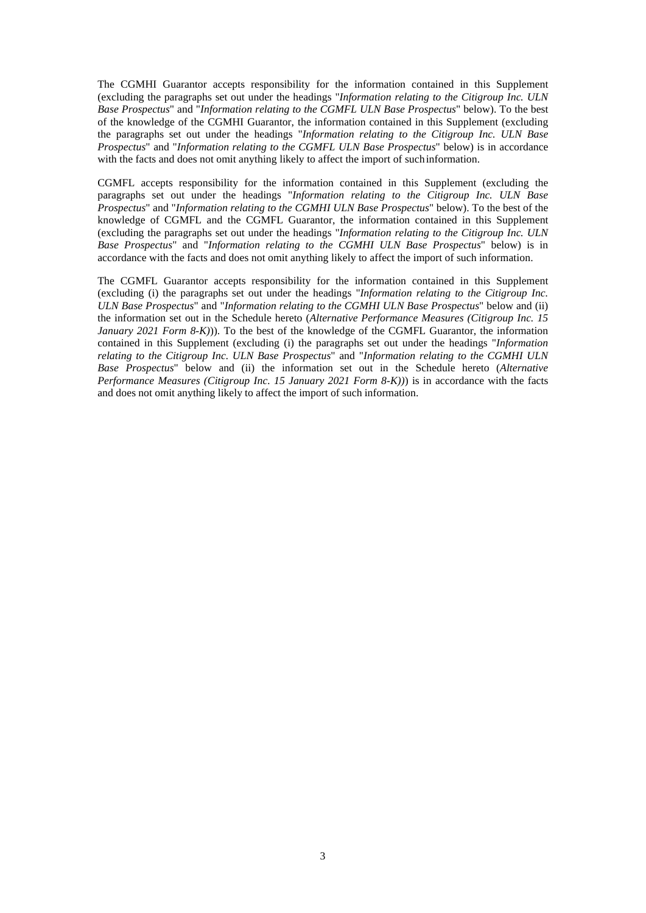The CGMHI Guarantor accepts responsibility for the information contained in this Supplement (excluding the paragraphs set out under the headings "*Information relating to the Citigroup Inc. ULN Base Prospectus*" and "*Information relating to the CGMFL ULN Base Prospectus*" below). To the best of the knowledge of the CGMHI Guarantor, the information contained in this Supplement (excluding the paragraphs set out under the headings "*Information relating to the Citigroup Inc. ULN Base Prospectus*" and "*Information relating to the CGMFL ULN Base Prospectus*" below) is in accordance with the facts and does not omit anything likely to affect the import of such information.

CGMFL accepts responsibility for the information contained in this Supplement (excluding the paragraphs set out under the headings "*Information relating to the Citigroup Inc. ULN Base Prospectus*" and "*Information relating to the CGMHI ULN Base Prospectus*" below). To the best of the knowledge of CGMFL and the CGMFL Guarantor, the information contained in this Supplement (excluding the paragraphs set out under the headings "*Information relating to the Citigroup Inc. ULN Base Prospectus*" and "*Information relating to the CGMHI ULN Base Prospectus*" below) is in accordance with the facts and does not omit anything likely to affect the import of such information.

The CGMFL Guarantor accepts responsibility for the information contained in this Supplement (excluding (i) the paragraphs set out under the headings "*Information relating to the Citigroup Inc. ULN Base Prospectus*" and "*Information relating to the CGMHI ULN Base Prospectus*" below and (ii) the information set out in the Schedule hereto (*Alternative Performance Measures (Citigroup Inc. 15 January 2021 Form 8-K)*)). To the best of the knowledge of the CGMFL Guarantor, the information contained in this Supplement (excluding (i) the paragraphs set out under the headings "*Information relating to the Citigroup Inc. ULN Base Prospectus*" and "*Information relating to the CGMHI ULN Base Prospectus*" below and (ii) the information set out in the Schedule hereto (*Alternative Performance Measures (Citigroup Inc. 15 January 2021 Form 8-K)*)) is in accordance with the facts and does not omit anything likely to affect the import of such information.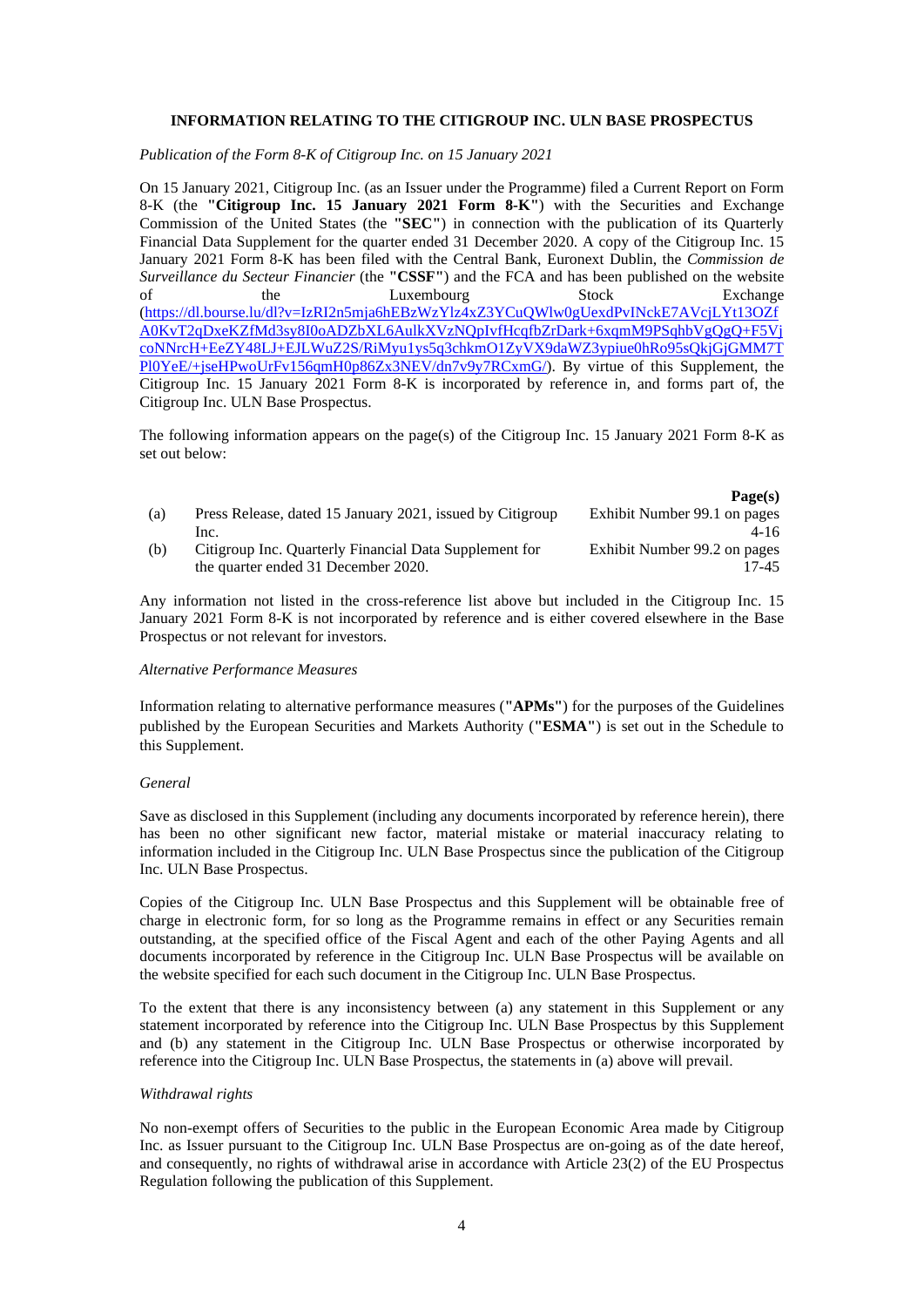#### INFORMATION RELATING TO THE CITIGROUP INC. ULN BASE PROSPECTUS

*Publication of the Form 8-K of Citigroup Inc. on 15 January 2021*

On 15 January 2021, Citigroup Inc. (as an Issuer under the Programme) filed a Current Report on Form 8-K (the **"Citigroup Inc. 15 January 2021 Form 8-K"**) with the Securities and Exchange Commission of the United States (the **"SEC"**) in connection with the publication of its Quarterly Financial Data Supplement for the quarter ended 31 December 2020. A copy of the Citigroup Inc. 15 January 2021 Form 8-K has been filed with the Central Bank, Euronext Dublin, the *Commission de Surveillance du Secteur Financier* (the **"CSSF"**) and the FCA and has been published on the website of the Luxembourg Stock Exchange (https://dl.bourse.lu/dl?v=IzRI2n5mja6hEBzWzYlz4xZ3YCuQWlw0gUexdPvINckE7AVcjLYt13OZfA0KvT2qDxeKZfMd3sy8I0oADZbXL6AulkXVzNQpIvfHcqfbZrDark+6xqmM9PSqhbVgQgQ+F5VjcoNNrcH+EeZY48LJ+EJLWuZ2S/RiMyu1ys5q3chkmO1ZyVX9daWZ3ypiue0hRo95sQkjGjGMM7TPl0YeE/+jseHPwoUrFv156qmH0p86Zx3NEV/dn7v9y7RCxmG/). By virtue of this Supplement, the Citigroup Inc. 15 January 2021 Form 8-K is incorporated by reference in, and forms part of, the Citigroup Inc. ULN Base Prospectus.

The following information appears on the page(s) of the Citigroup Inc. 15 January 2021 Form 8-K as set out below:

| | | **Page(s)** |
|---|---|---|
| (a) | Press Release, dated 15 January 2021, issued by Citigroup Inc. | Exhibit Number 99.1 on pages 4-16 |
| (b) | Citigroup Inc. Quarterly Financial Data Supplement for the quarter ended 31 December 2020. | Exhibit Number 99.2 on pages 17-45 |

Any information not listed in the cross-reference list above but included in the Citigroup Inc. 15 January 2021 Form 8-K is not incorporated by reference and is either covered elsewhere in the Base Prospectus or not relevant for investors.

*Alternative Performance Measures*

Information relating to alternative performance measures (**"APMs"**) for the purposes of the Guidelines published by the European Securities and Markets Authority (**"ESMA"**) is set out in the Schedule to this Supplement.

*General*

Save as disclosed in this Supplement (including any documents incorporated by reference herein), there has been no other significant new factor, material mistake or material inaccuracy relating to information included in the Citigroup Inc. ULN Base Prospectus since the publication of the Citigroup Inc. ULN Base Prospectus.

Copies of the Citigroup Inc. ULN Base Prospectus and this Supplement will be obtainable free of charge in electronic form, for so long as the Programme remains in effect or any Securities remain outstanding, at the specified office of the Fiscal Agent and each of the other Paying Agents and all documents incorporated by reference in the Citigroup Inc. ULN Base Prospectus will be available on the website specified for each such document in the Citigroup Inc. ULN Base Prospectus.

To the extent that there is any inconsistency between (a) any statement in this Supplement or any statement incorporated by reference into the Citigroup Inc. ULN Base Prospectus by this Supplement and (b) any statement in the Citigroup Inc. ULN Base Prospectus or otherwise incorporated by reference into the Citigroup Inc. ULN Base Prospectus, the statements in (a) above will prevail.

*Withdrawal rights*

No non-exempt offers of Securities to the public in the European Economic Area made by Citigroup Inc. as Issuer pursuant to the Citigroup Inc. ULN Base Prospectus are on-going as of the date hereof, and consequently, no rights of withdrawal arise in accordance with Article 23(2) of the EU Prospectus Regulation following the publication of this Supplement.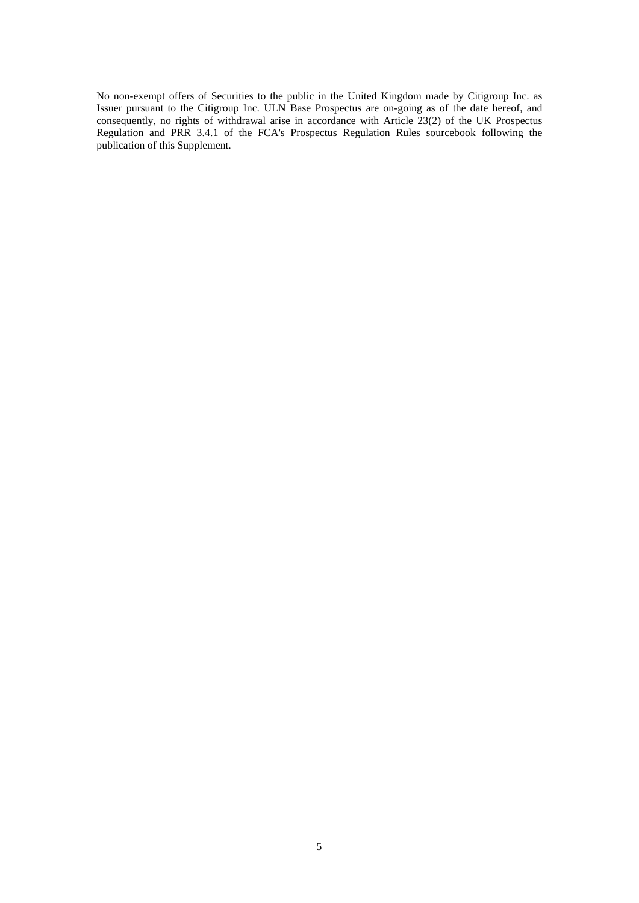No non-exempt offers of Securities to the public in the United Kingdom made by Citigroup Inc. as Issuer pursuant to the Citigroup Inc. ULN Base Prospectus are on-going as of the date hereof, and consequently, no rights of withdrawal arise in accordance with Article 23(2) of the UK Prospectus Regulation and PRR 3.4.1 of the FCA's Prospectus Regulation Rules sourcebook following the publication of this Supplement.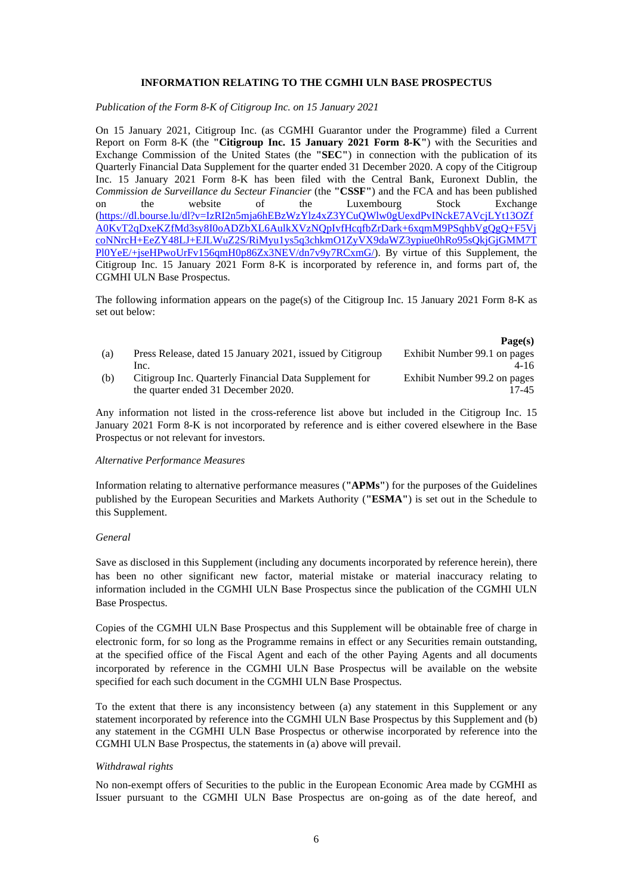**INFORMATION RELATING TO THE CGMHI ULN BASE PROSPECTUS**

*Publication of the Form 8-K of Citigroup Inc. on 15 January 2021*

On 15 January 2021, Citigroup Inc. (as CGMHI Guarantor under the Programme) filed a Current Report on Form 8-K (the **"Citigroup Inc. 15 January 2021 Form 8-K"**) with the Securities and Exchange Commission of the United States (the **"SEC"**) in connection with the publication of its Quarterly Financial Data Supplement for the quarter ended 31 December 2020. A copy of the Citigroup Inc. 15 January 2021 Form 8-K has been filed with the Central Bank, Euronext Dublin, the *Commission de Surveillance du Secteur Financier* (the **"CSSF"**) and the FCA and has been published on the website of the Luxembourg Stock Exchange (https://dl.bourse.lu/dl?v=IzRI2n5mja6hEBzWzYlz4xZ3YCuQWlw0gUexdPvINckE7AVcjLYt13OZfA0KvT2qDxeKZfMd3sy8I0oADZbXL6AulkXVzNQpIvfHcqfbZrDark+6xqmM9PSqhbVgQgQ+F5VjcoNNrcH+EeZY48LJ+EJLWuZ2S/RiMyu1ys5q3chkmO1ZyVX9daWZ3ypiue0hRo95sQkjGjGMM7TPl0YeE/+jseHPwoUrFv156qmH0p86Zx3NEV/dn7v9y7RCxmG/). By virtue of this Supplement, the Citigroup Inc. 15 January 2021 Form 8-K is incorporated by reference in, and forms part of, the CGMHI ULN Base Prospectus.

The following information appears on the page(s) of the Citigroup Inc. 15 January 2021 Form 8-K as set out below:

| | | **Page(s)** |
|---|---|---|
| (a) | Press Release, dated 15 January 2021, issued by Citigroup Inc. | Exhibit Number 99.1 on pages 4-16 |
| (b) | Citigroup Inc. Quarterly Financial Data Supplement for the quarter ended 31 December 2020. | Exhibit Number 99.2 on pages 17-45 |

Any information not listed in the cross-reference list above but included in the Citigroup Inc. 15 January 2021 Form 8-K is not incorporated by reference and is either covered elsewhere in the Base Prospectus or not relevant for investors.

*Alternative Performance Measures*

Information relating to alternative performance measures (**"APMs"**) for the purposes of the Guidelines published by the European Securities and Markets Authority (**"ESMA"**) is set out in the Schedule to this Supplement.

*General*

Save as disclosed in this Supplement (including any documents incorporated by reference herein), there has been no other significant new factor, material mistake or material inaccuracy relating to information included in the CGMHI ULN Base Prospectus since the publication of the CGMHI ULN Base Prospectus.

Copies of the CGMHI ULN Base Prospectus and this Supplement will be obtainable free of charge in electronic form, for so long as the Programme remains in effect or any Securities remain outstanding, at the specified office of the Fiscal Agent and each of the other Paying Agents and all documents incorporated by reference in the CGMHI ULN Base Prospectus will be available on the website specified for each such document in the CGMHI ULN Base Prospectus.

To the extent that there is any inconsistency between (a) any statement in this Supplement or any statement incorporated by reference into the CGMHI ULN Base Prospectus by this Supplement and (b) any statement in the CGMHI ULN Base Prospectus or otherwise incorporated by reference into the CGMHI ULN Base Prospectus, the statements in (a) above will prevail.

*Withdrawal rights*

No non-exempt offers of Securities to the public in the European Economic Area made by CGMHI as Issuer pursuant to the CGMHI ULN Base Prospectus are on-going as of the date hereof, and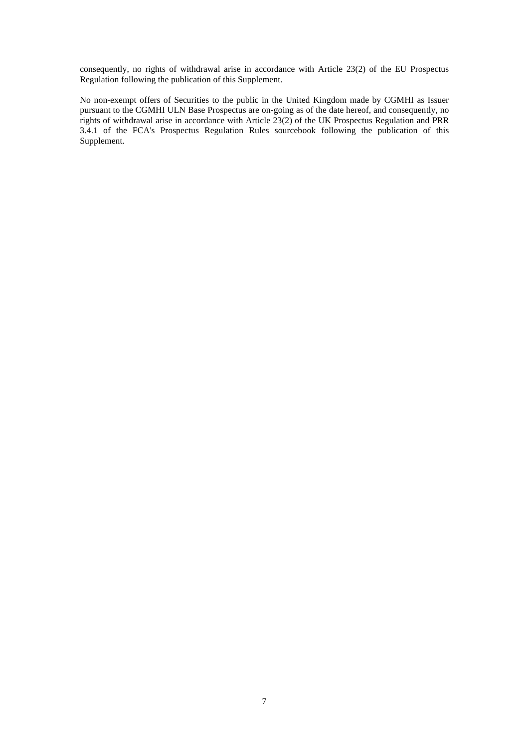consequently, no rights of withdrawal arise in accordance with Article 23(2) of the EU Prospectus Regulation following the publication of this Supplement.

No non-exempt offers of Securities to the public in the United Kingdom made by CGMHI as Issuer pursuant to the CGMHI ULN Base Prospectus are on-going as of the date hereof, and consequently, no rights of withdrawal arise in accordance with Article 23(2) of the UK Prospectus Regulation and PRR 3.4.1 of the FCA's Prospectus Regulation Rules sourcebook following the publication of this Supplement.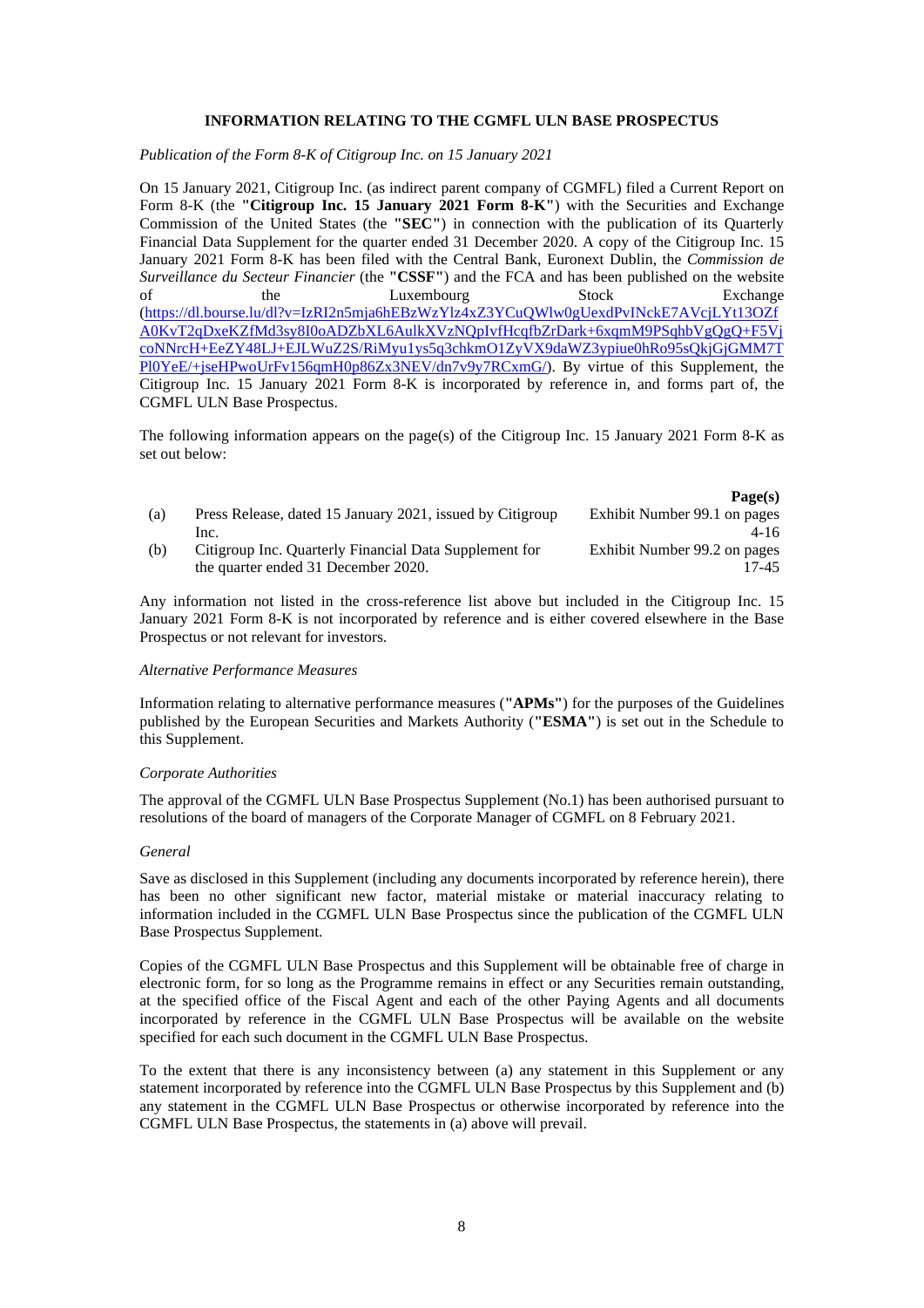**INFORMATION RELATING TO THE CGMFL ULN BASE PROSPECTUS**

*Publication of the Form 8-K of Citigroup Inc. on 15 January 2021*

On 15 January 2021, Citigroup Inc. (as indirect parent company of CGMFL) filed a Current Report on Form 8-K (the **"Citigroup Inc. 15 January 2021 Form 8-K"**) with the Securities and Exchange Commission of the United States (the **"SEC"**) in connection with the publication of its Quarterly Financial Data Supplement for the quarter ended 31 December 2020. A copy of the Citigroup Inc. 15 January 2021 Form 8-K has been filed with the Central Bank, Euronext Dublin, the *Commission de Surveillance du Secteur Financier* (the **"CSSF"**) and the FCA and has been published on the website of the Luxembourg Stock Exchange (https://dl.bourse.lu/dl?v=IzRI2n5mja6hEBzWzYlz4xZ3YCuQWlw0gUexdPvINckE7AVcjLYt13OZfA0KvT2qDxeKZfMd3sy8I0oADZbXL6AulkXVzNQpIvfHcqfbZrDark+6xqmM9PSqhbVgQgQ+F5VjcoNNrcH+EeZY48LJ+EJLWuZ2S/RiMyu1ys5q3chkmO1ZyVX9daWZ3ypiue0hRo95sQkjGjGMM7TPl0YeE/+jseHPwoUrFv156qmH0p86Zx3NEV/dn7v9y7RCxmG/). By virtue of this Supplement, the Citigroup Inc. 15 January 2021 Form 8-K is incorporated by reference in, and forms part of, the CGMFL ULN Base Prospectus.

The following information appears on the page(s) of the Citigroup Inc. 15 January 2021 Form 8-K as set out below:

| | | **Page(s)** |
|---|---|---|
| (a) | Press Release, dated 15 January 2021, issued by Citigroup Inc. | Exhibit Number 99.1 on pages 4-16 |
| (b) | Citigroup Inc. Quarterly Financial Data Supplement for the quarter ended 31 December 2020. | Exhibit Number 99.2 on pages 17-45 |

Any information not listed in the cross-reference list above but included in the Citigroup Inc. 15 January 2021 Form 8-K is not incorporated by reference and is either covered elsewhere in the Base Prospectus or not relevant for investors.

*Alternative Performance Measures*

Information relating to alternative performance measures (**"APMs"**) for the purposes of the Guidelines published by the European Securities and Markets Authority (**"ESMA"**) is set out in the Schedule to this Supplement.

*Corporate Authorities*

The approval of the CGMFL ULN Base Prospectus Supplement (No.1) has been authorised pursuant to resolutions of the board of managers of the Corporate Manager of CGMFL on 8 February 2021.

*General*

Save as disclosed in this Supplement (including any documents incorporated by reference herein), there has been no other significant new factor, material mistake or material inaccuracy relating to information included in the CGMFL ULN Base Prospectus since the publication of the CGMFL ULN Base Prospectus Supplement.

Copies of the CGMFL ULN Base Prospectus and this Supplement will be obtainable free of charge in electronic form, for so long as the Programme remains in effect or any Securities remain outstanding, at the specified office of the Fiscal Agent and each of the other Paying Agents and all documents incorporated by reference in the CGMFL ULN Base Prospectus will be available on the website specified for each such document in the CGMFL ULN Base Prospectus.

To the extent that there is any inconsistency between (a) any statement in this Supplement or any statement incorporated by reference into the CGMFL ULN Base Prospectus by this Supplement and (b) any statement in the CGMFL ULN Base Prospectus or otherwise incorporated by reference into the CGMFL ULN Base Prospectus, the statements in (a) above will prevail.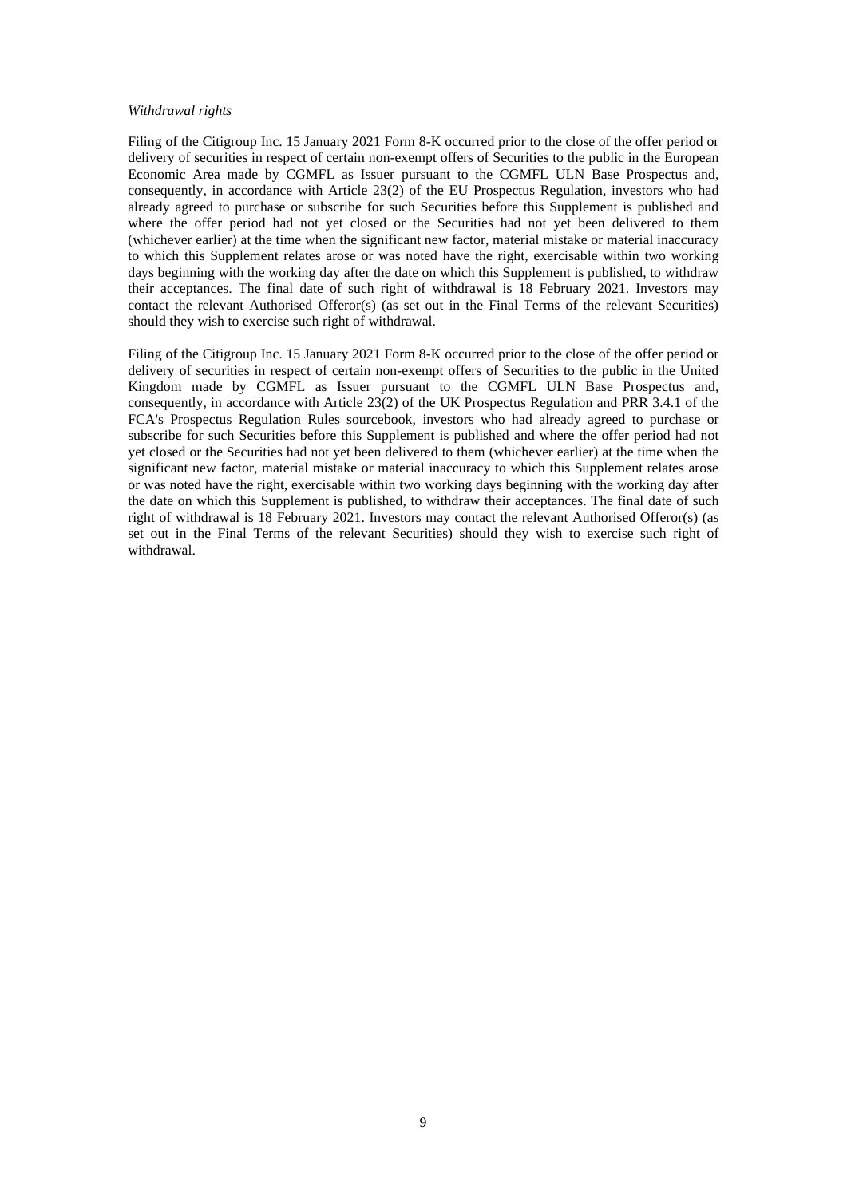*Withdrawal rights*

Filing of the Citigroup Inc. 15 January 2021 Form 8-K occurred prior to the close of the offer period or delivery of securities in respect of certain non-exempt offers of Securities to the public in the European Economic Area made by CGMFL as Issuer pursuant to the CGMFL ULN Base Prospectus and, consequently, in accordance with Article 23(2) of the EU Prospectus Regulation, investors who had already agreed to purchase or subscribe for such Securities before this Supplement is published and where the offer period had not yet closed or the Securities had not yet been delivered to them (whichever earlier) at the time when the significant new factor, material mistake or material inaccuracy to which this Supplement relates arose or was noted have the right, exercisable within two working days beginning with the working day after the date on which this Supplement is published, to withdraw their acceptances. The final date of such right of withdrawal is 18 February 2021. Investors may contact the relevant Authorised Offeror(s) (as set out in the Final Terms of the relevant Securities) should they wish to exercise such right of withdrawal.

Filing of the Citigroup Inc. 15 January 2021 Form 8-K occurred prior to the close of the offer period or delivery of securities in respect of certain non-exempt offers of Securities to the public in the United Kingdom made by CGMFL as Issuer pursuant to the CGMFL ULN Base Prospectus and, consequently, in accordance with Article 23(2) of the UK Prospectus Regulation and PRR 3.4.1 of the FCA's Prospectus Regulation Rules sourcebook, investors who had already agreed to purchase or subscribe for such Securities before this Supplement is published and where the offer period had not yet closed or the Securities had not yet been delivered to them (whichever earlier) at the time when the significant new factor, material mistake or material inaccuracy to which this Supplement relates arose or was noted have the right, exercisable within two working days beginning with the working day after the date on which this Supplement is published, to withdraw their acceptances. The final date of such right of withdrawal is 18 February 2021. Investors may contact the relevant Authorised Offeror(s) (as set out in the Final Terms of the relevant Securities) should they wish to exercise such right of withdrawal.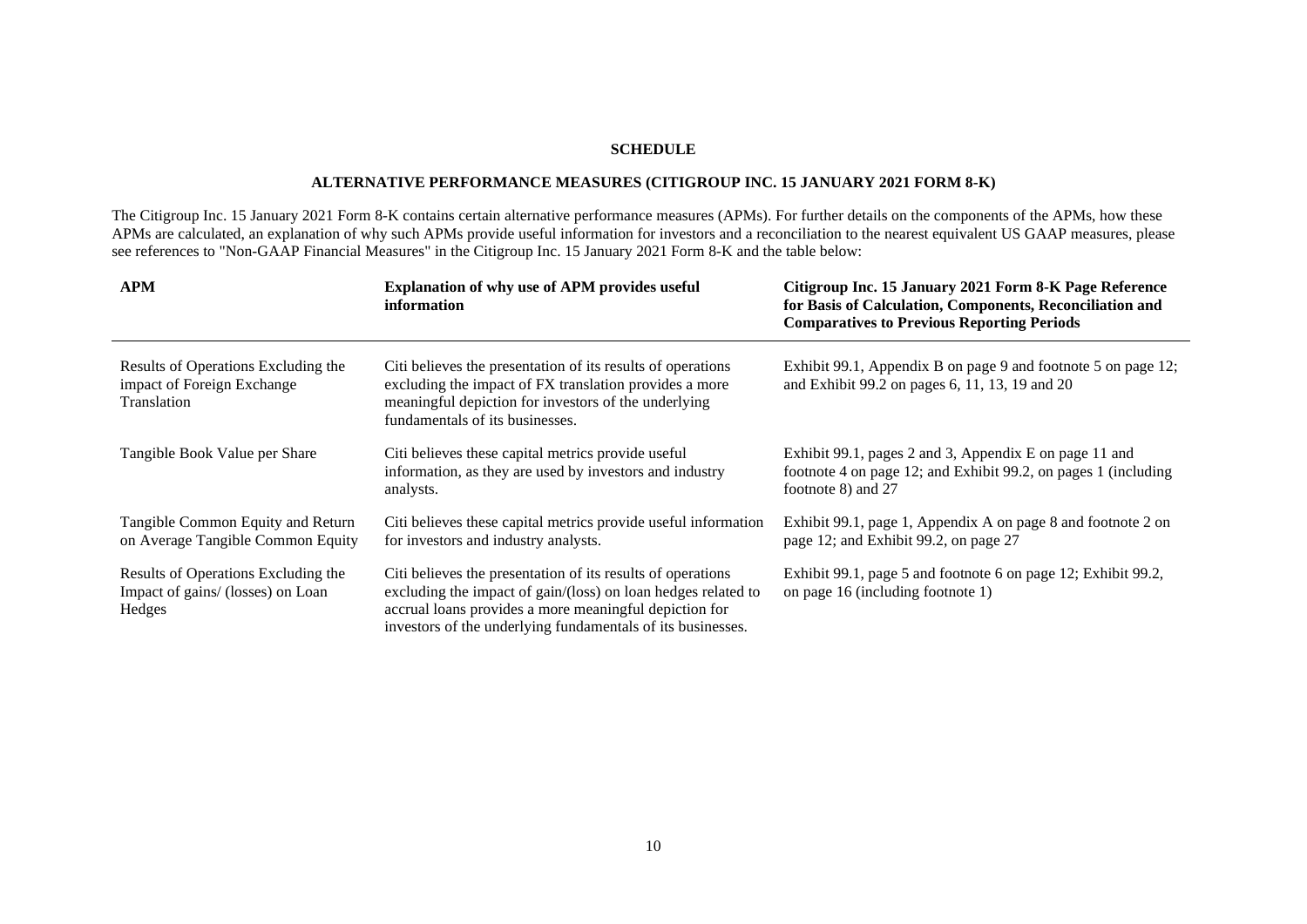**SCHEDULE**

**ALTERNATIVE PERFORMANCE MEASURES (CITIGROUP INC. 15 JANUARY 2021 FORM 8-K)**

The Citigroup Inc. 15 January 2021 Form 8-K contains certain alternative performance measures (APMs). For further details on the components of the APMs, how these APMs are calculated, an explanation of why such APMs provide useful information for investors and a reconciliation to the nearest equivalent US GAAP measures, please see references to "Non-GAAP Financial Measures" in the Citigroup Inc. 15 January 2021 Form 8-K and the table below:

| APM | Explanation of why use of APM provides useful information | Citigroup Inc. 15 January 2021 Form 8-K Page Reference for Basis of Calculation, Components, Reconciliation and Comparatives to Previous Reporting Periods |
|---|---|---|
| Results of Operations Excluding the impact of Foreign Exchange Translation | Citi believes the presentation of its results of operations excluding the impact of FX translation provides a more meaningful depiction for investors of the underlying fundamentals of its businesses. | Exhibit 99.1, Appendix B on page 9 and footnote 5 on page 12; and Exhibit 99.2 on pages 6, 11, 13, 19 and 20 |
| Tangible Book Value per Share | Citi believes these capital metrics provide useful information, as they are used by investors and industry analysts. | Exhibit 99.1, pages 2 and 3, Appendix E on page 11 and footnote 4 on page 12; and Exhibit 99.2, on pages 1 (including footnote 8) and 27 |
| Tangible Common Equity and Return on Average Tangible Common Equity | Citi believes these capital metrics provide useful information for investors and industry analysts. | Exhibit 99.1, page 1, Appendix A on page 8 and footnote 2 on page 12; and Exhibit 99.2, on page 27 |
| Results of Operations Excluding the Impact of gains/ (losses) on Loan Hedges | Citi believes the presentation of its results of operations excluding the impact of gain/(loss) on loan hedges related to accrual loans provides a more meaningful depiction for investors of the underlying fundamentals of its businesses. | Exhibit 99.1, page 5 and footnote 6 on page 12; Exhibit 99.2, on page 16 (including footnote 1) |